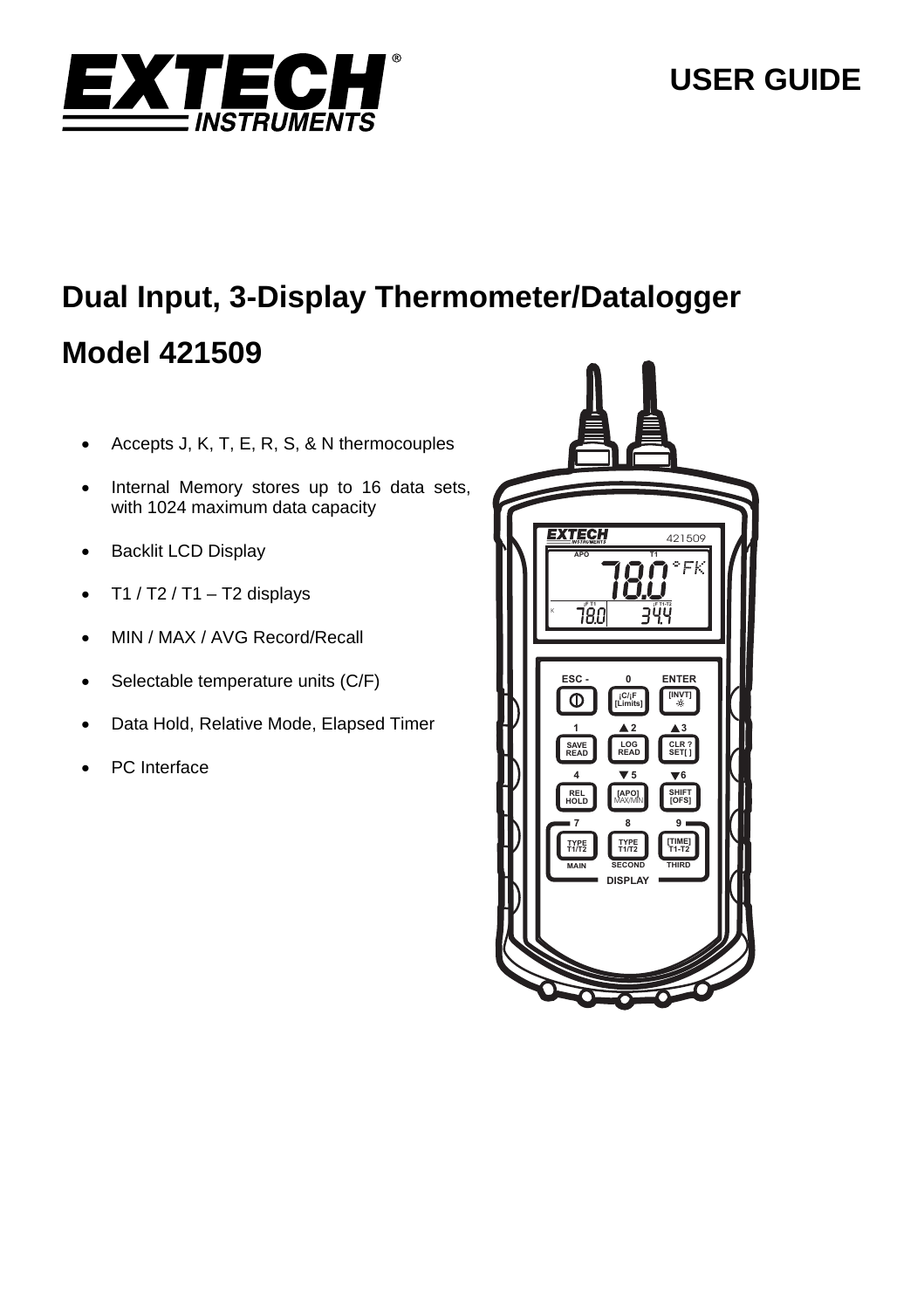# EXTECH INSTRUMENTS

# USER GUIDE

## Dual Input, 3-Display Thermometer/Datalogger

## Model 421509

- Accepts J, K, T, E, R, S, & N thermocouples
- Internal Memory stores up to 16 data sets, with 1024 maximum data capacity
- Backlit LCD Display
- T1 / T2 / T1 – T2 displays
- MIN / MAX / AVG Record/Recall
- Selectable temperature units (C/F)
- Data Hold, Relative Mode, Elapsed Timer
- PC Interface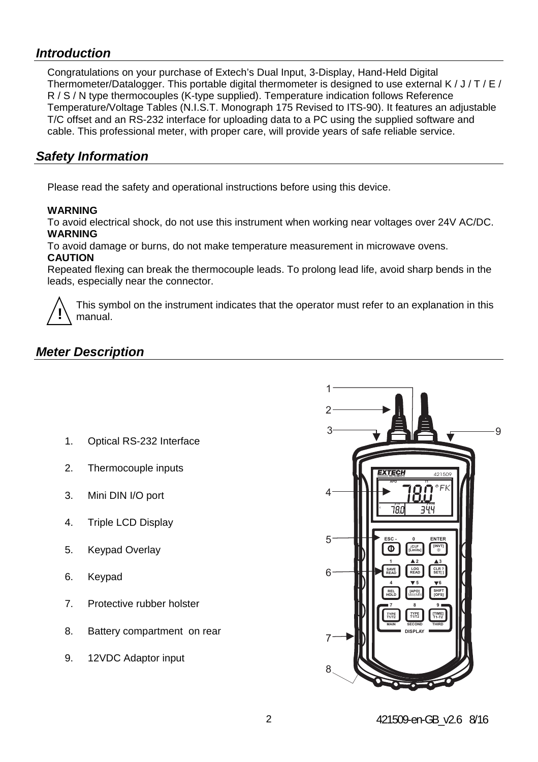## *Introduction*

Congratulations on your purchase of Extech's Dual Input, 3-Display, Hand-Held Digital Thermometer/Datalogger. This portable digital thermometer is designed to use external K / J / T / E / R / S / N type thermocouples (K-type supplied). Temperature indication follows Reference Temperature/Voltage Tables (N.I.S.T. Monograph 175 Revised to ITS-90). It features an adjustable T/C offset and an RS-232 interface for uploading data to a PC using the supplied software and cable. This professional meter, with proper care, will provide years of safe reliable service.

## *Safety Information*

Please read the safety and operational instructions before using this device.

**WARNING**
To avoid electrical shock, do not use this instrument when working near voltages over 24V AC/DC.

**WARNING**
To avoid damage or burns, do not make temperature measurement in microwave ovens.

**CAUTION**
Repeated flexing can break the thermocouple leads. To prolong lead life, avoid sharp bends in the leads, especially near the connector.

This symbol on the instrument indicates that the operator must refer to an explanation in this manual.

## *Meter Description*

1. Optical RS-232 Interface
2. Thermocouple inputs
3. Mini DIN I/O port
4. Triple LCD Display
5. Keypad Overlay
6. Keypad
7. Protective rubber holster
8. Battery compartment on rear
9. 12VDC Adaptor input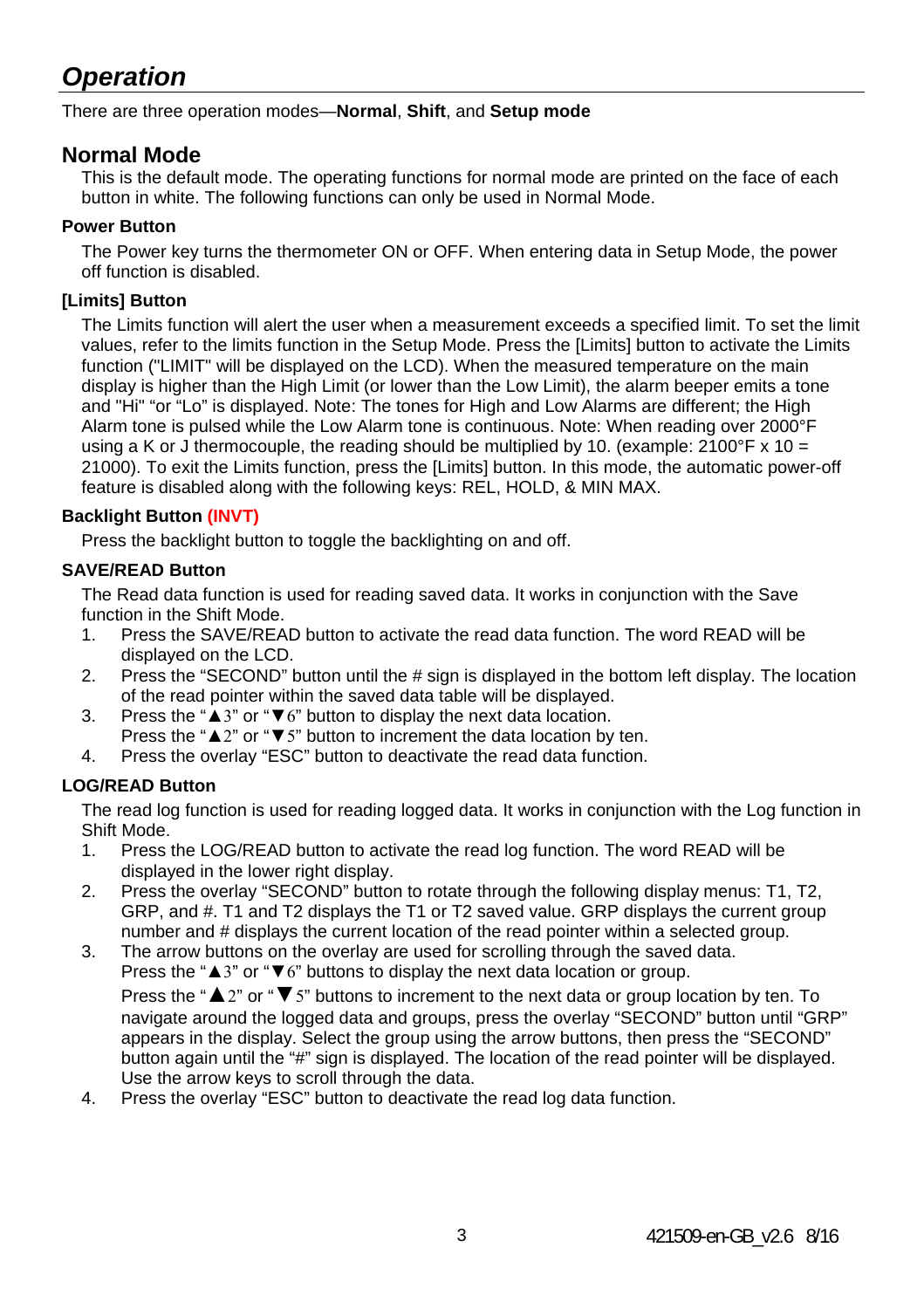# *Operation*

There are three operation modes—**Normal**, **Shift**, and **Setup mode**

## Normal Mode

This is the default mode. The operating functions for normal mode are printed on the face of each button in white. The following functions can only be used in Normal Mode.

### Power Button

The Power key turns the thermometer ON or OFF. When entering data in Setup Mode, the power off function is disabled.

### [Limits] Button

The Limits function will alert the user when a measurement exceeds a specified limit. To set the limit values, refer to the limits function in the Setup Mode. Press the [Limits] button to activate the Limits function ("LIMIT" will be displayed on the LCD). When the measured temperature on the main display is higher than the High Limit (or lower than the Low Limit), the alarm beeper emits a tone and "Hi" "or "Lo" is displayed. Note: The tones for High and Low Alarms are different; the High Alarm tone is pulsed while the Low Alarm tone is continuous. Note: When reading over 2000°F using a K or J thermocouple, the reading should be multiplied by 10. (example: 2100°F x 10 = 21000). To exit the Limits function, press the [Limits] button. In this mode, the automatic power-off feature is disabled along with the following keys: REL, HOLD, & MIN MAX.

### Backlight Button (INVT)

Press the backlight button to toggle the backlighting on and off.

### SAVE/READ Button

The Read data function is used for reading saved data. It works in conjunction with the Save function in the Shift Mode.

1. Press the SAVE/READ button to activate the read data function. The word READ will be displayed on the LCD.
2. Press the "SECOND" button until the # sign is displayed in the bottom left display. The location of the read pointer within the saved data table will be displayed.
3. Press the "▲3" or "▼6" button to display the next data location.
   Press the "▲2" or "▼5" button to increment the data location by ten.
4. Press the overlay "ESC" button to deactivate the read data function.

### LOG/READ Button

The read log function is used for reading logged data. It works in conjunction with the Log function in Shift Mode.

1. Press the LOG/READ button to activate the read log function. The word READ will be displayed in the lower right display.
2. Press the overlay "SECOND" button to rotate through the following display menus: T1, T2, GRP, and #. T1 and T2 displays the T1 or T2 saved value. GRP displays the current group number and # displays the current location of the read pointer within a selected group.
3. The arrow buttons on the overlay are used for scrolling through the saved data.
   Press the "▲3" or "▼6" buttons to display the next data location or group.
   Press the "▲2" or "▼5" buttons to increment to the next data or group location by ten. To navigate around the logged data and groups, press the overlay "SECOND" button until "GRP" appears in the display. Select the group using the arrow buttons, then press the "SECOND" button again until the "#" sign is displayed. The location of the read pointer will be displayed. Use the arrow keys to scroll through the data.
4. Press the overlay "ESC" button to deactivate the read log data function.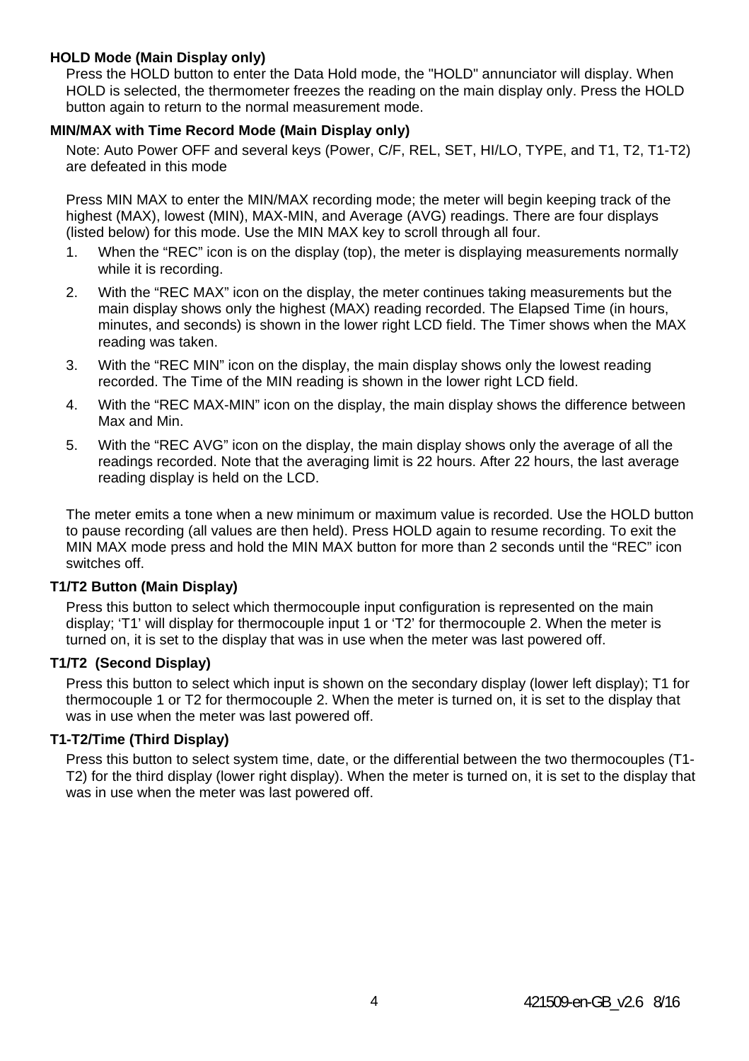**HOLD Mode (Main Display only)**

Press the HOLD button to enter the Data Hold mode, the "HOLD" annunciator will display. When HOLD is selected, the thermometer freezes the reading on the main display only. Press the HOLD button again to return to the normal measurement mode.

**MIN/MAX with Time Record Mode (Main Display only)**

Note: Auto Power OFF and several keys (Power, C/F, REL, SET, HI/LO, TYPE, and T1, T2, T1-T2) are defeated in this mode

Press MIN MAX to enter the MIN/MAX recording mode; the meter will begin keeping track of the highest (MAX), lowest (MIN), MAX-MIN, and Average (AVG) readings. There are four displays (listed below) for this mode. Use the MIN MAX key to scroll through all four.

1. When the “REC” icon is on the display (top), the meter is displaying measurements normally while it is recording.
2. With the “REC MAX” icon on the display, the meter continues taking measurements but the main display shows only the highest (MAX) reading recorded. The Elapsed Time (in hours, minutes, and seconds) is shown in the lower right LCD field. The Timer shows when the MAX reading was taken.
3. With the “REC MIN” icon on the display, the main display shows only the lowest reading recorded. The Time of the MIN reading is shown in the lower right LCD field.
4. With the “REC MAX-MIN” icon on the display, the main display shows the difference between Max and Min.
5. With the “REC AVG” icon on the display, the main display shows only the average of all the readings recorded. Note that the averaging limit is 22 hours. After 22 hours, the last average reading display is held on the LCD.

The meter emits a tone when a new minimum or maximum value is recorded. Use the HOLD button to pause recording (all values are then held). Press HOLD again to resume recording. To exit the MIN MAX mode press and hold the MIN MAX button for more than 2 seconds until the “REC” icon switches off.

**T1/T2 Button (Main Display)**

Press this button to select which thermocouple input configuration is represented on the main display; ‘T1’ will display for thermocouple input 1 or ‘T2’ for thermocouple 2. When the meter is turned on, it is set to the display that was in use when the meter was last powered off.

**T1/T2 (Second Display)**

Press this button to select which input is shown on the secondary display (lower left display); T1 for thermocouple 1 or T2 for thermocouple 2. When the meter is turned on, it is set to the display that was in use when the meter was last powered off.

**T1-T2/Time (Third Display)**

Press this button to select system time, date, or the differential between the two thermocouples (T1-T2) for the third display (lower right display). When the meter is turned on, it is set to the display that was in use when the meter was last powered off.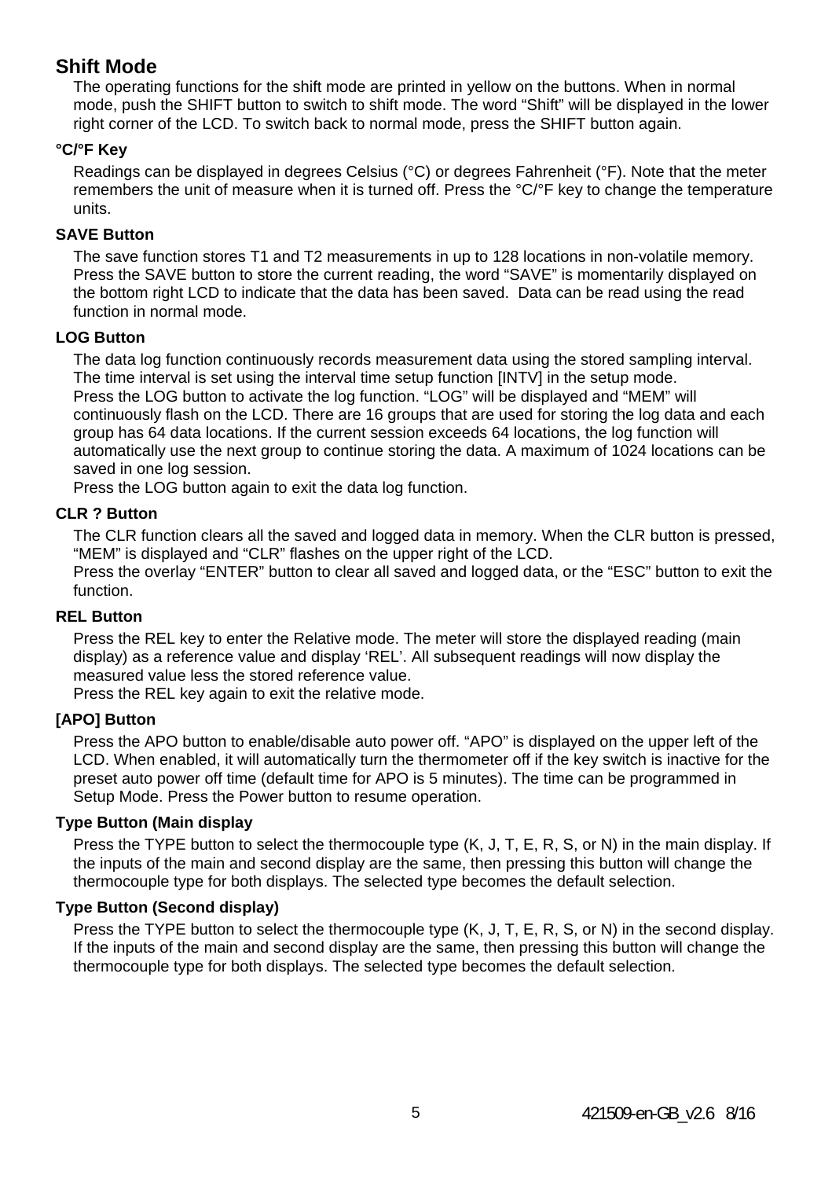## Shift Mode

The operating functions for the shift mode are printed in yellow on the buttons. When in normal mode, push the SHIFT button to switch to shift mode. The word "Shift" will be displayed in the lower right corner of the LCD. To switch back to normal mode, press the SHIFT button again.

### °C/°F Key

Readings can be displayed in degrees Celsius (°C) or degrees Fahrenheit (°F). Note that the meter remembers the unit of measure when it is turned off. Press the °C/°F key to change the temperature units.

### SAVE Button

The save function stores T1 and T2 measurements in up to 128 locations in non-volatile memory. Press the SAVE button to store the current reading, the word "SAVE" is momentarily displayed on the bottom right LCD to indicate that the data has been saved. Data can be read using the read function in normal mode.

### LOG Button

The data log function continuously records measurement data using the stored sampling interval. The time interval is set using the interval time setup function [INTV] in the setup mode.
Press the LOG button to activate the log function. "LOG" will be displayed and "MEM" will continuously flash on the LCD. There are 16 groups that are used for storing the log data and each group has 64 data locations. If the current session exceeds 64 locations, the log function will automatically use the next group to continue storing the data. A maximum of 1024 locations can be saved in one log session.
Press the LOG button again to exit the data log function.

### CLR ? Button

The CLR function clears all the saved and logged data in memory. When the CLR button is pressed, "MEM" is displayed and "CLR" flashes on the upper right of the LCD.
Press the overlay "ENTER" button to clear all saved and logged data, or the "ESC" button to exit the function.

### REL Button

Press the REL key to enter the Relative mode. The meter will store the displayed reading (main display) as a reference value and display 'REL'. All subsequent readings will now display the measured value less the stored reference value.
Press the REL key again to exit the relative mode.

### [APO] Button

Press the APO button to enable/disable auto power off. "APO" is displayed on the upper left of the LCD. When enabled, it will automatically turn the thermometer off if the key switch is inactive for the preset auto power off time (default time for APO is 5 minutes). The time can be programmed in Setup Mode. Press the Power button to resume operation.

### Type Button (Main display

Press the TYPE button to select the thermocouple type (K, J, T, E, R, S, or N) in the main display. If the inputs of the main and second display are the same, then pressing this button will change the thermocouple type for both displays. The selected type becomes the default selection.

### Type Button (Second display)

Press the TYPE button to select the thermocouple type (K, J, T, E, R, S, or N) in the second display. If the inputs of the main and second display are the same, then pressing this button will change the thermocouple type for both displays. The selected type becomes the default selection.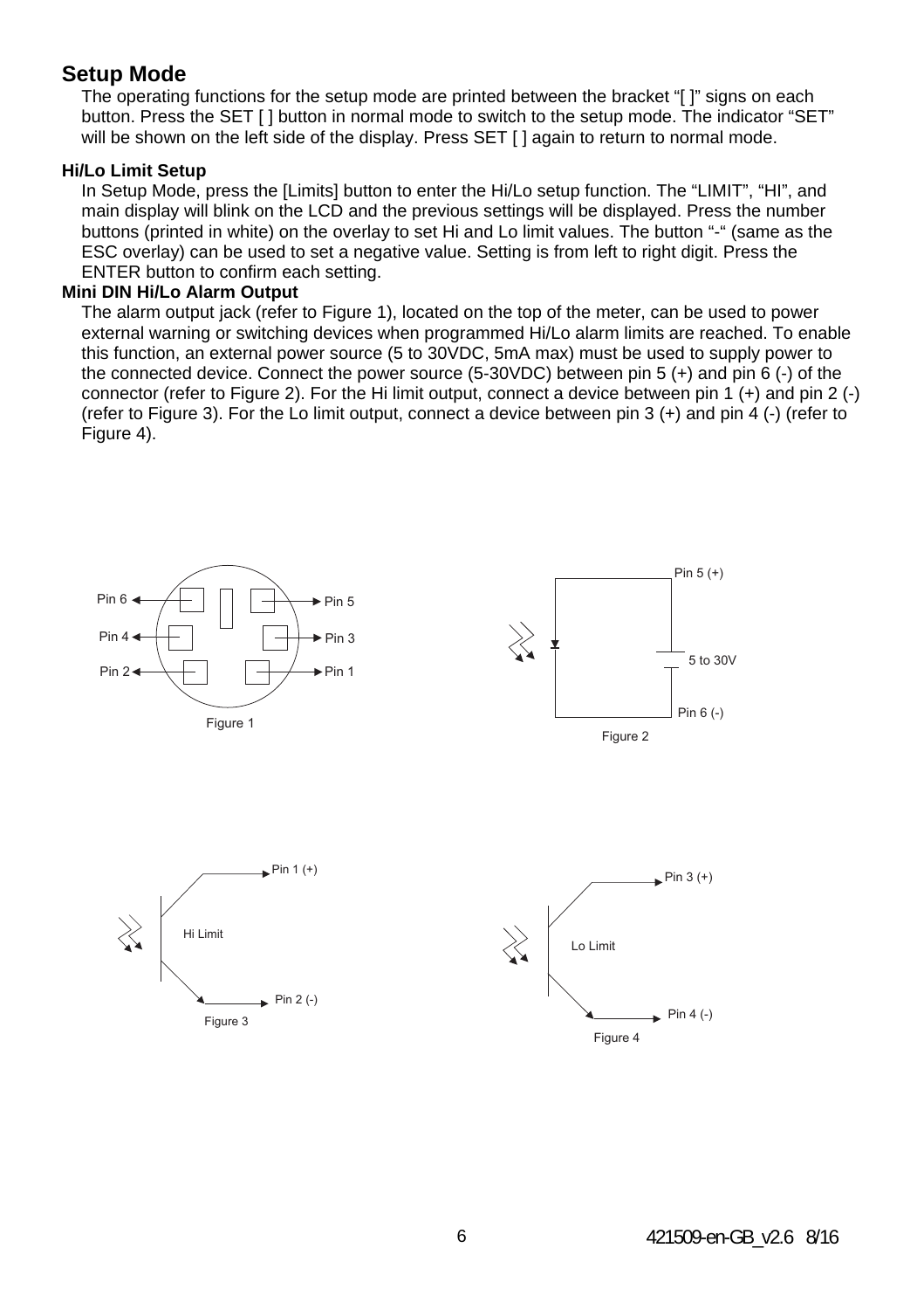## Setup Mode

The operating functions for the setup mode are printed between the bracket “[ ]” signs on each button. Press the SET [ ] button in normal mode to switch to the setup mode. The indicator “SET” will be shown on the left side of the display. Press SET [ ] again to return to normal mode.

### Hi/Lo Limit Setup

In Setup Mode, press the [Limits] button to enter the Hi/Lo setup function. The “LIMIT”, “HI”, and main display will blink on the LCD and the previous settings will be displayed. Press the number buttons (printed in white) on the overlay to set Hi and Lo limit values. The button “-“ (same as the ESC overlay) can be used to set a negative value. Setting is from left to right digit. Press the ENTER button to confirm each setting.

### Mini DIN Hi/Lo Alarm Output

The alarm output jack (refer to Figure 1), located on the top of the meter, can be used to power external warning or switching devices when programmed Hi/Lo alarm limits are reached. To enable this function, an external power source (5 to 30VDC, 5mA max) must be used to supply power to the connected device. Connect the power source (5-30VDC) between pin 5 (+) and pin 6 (-) of the connector (refer to Figure 2). For the Hi limit output, connect a device between pin 1 (+) and pin 2 (-) (refer to Figure 3). For the Lo limit output, connect a device between pin 3 (+) and pin 4 (-) (refer to Figure 4).

Pin 6, Pin 5, Pin 4, Pin 3, Pin 2, Pin 1

Figure 1

Pin 5 (+), 5 to 30V, Pin 6 (-)

Figure 2

Hi Limit, Pin 1 (+), Pin 2 (-)

Figure 3

Lo Limit, Pin 3 (+), Pin 4 (-)

Figure 4

421509-en-GB_v2.6 8/16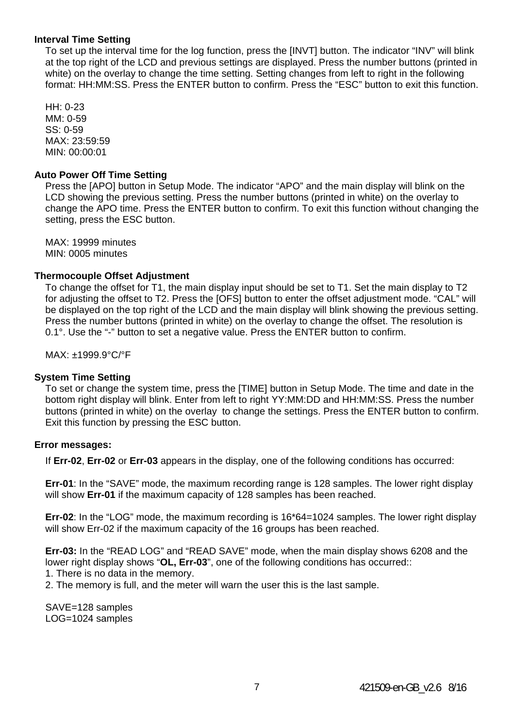### Interval Time Setting

To set up the interval time for the log function, press the [INVT] button. The indicator “INV” will blink at the top right of the LCD and previous settings are displayed. Press the number buttons (printed in white) on the overlay to change the time setting. Setting changes from left to right in the following format: HH:MM:SS. Press the ENTER button to confirm. Press the “ESC” button to exit this function.

HH: 0-23
MM: 0-59
SS: 0-59
MAX: 23:59:59
MIN: 00:00:01

### Auto Power Off Time Setting

Press the [APO] button in Setup Mode. The indicator “APO” and the main display will blink on the LCD showing the previous setting. Press the number buttons (printed in white) on the overlay to change the APO time. Press the ENTER button to confirm. To exit this function without changing the setting, press the ESC button.

MAX: 19999 minutes
MIN: 0005 minutes

### Thermocouple Offset Adjustment

To change the offset for T1, the main display input should be set to T1. Set the main display to T2 for adjusting the offset to T2. Press the [OFS] button to enter the offset adjustment mode. “CAL” will be displayed on the top right of the LCD and the main display will blink showing the previous setting. Press the number buttons (printed in white) on the overlay to change the offset. The resolution is 0.1°. Use the “-” button to set a negative value. Press the ENTER button to confirm.

MAX: ±1999.9°C/°F

### System Time Setting

To set or change the system time, press the [TIME] button in Setup Mode. The time and date in the bottom right display will blink. Enter from left to right YY:MM:DD and HH:MM:SS. Press the number buttons (printed in white) on the overlay to change the settings. Press the ENTER button to confirm. Exit this function by pressing the ESC button.

### Error messages:

If **Err-02**, **Err-02** or **Err-03** appears in the display, one of the following conditions has occurred:

**Err-01**: In the “SAVE” mode, the maximum recording range is 128 samples. The lower right display will show **Err-01** if the maximum capacity of 128 samples has been reached.

**Err-02**: In the “LOG” mode, the maximum recording is 16*64=1024 samples. The lower right display will show Err-02 if the maximum capacity of the 16 groups has been reached.

**Err-03:** In the “READ LOG” and “READ SAVE” mode, when the main display shows 6208 and the lower right display shows “**OL, Err-03**”, one of the following conditions has occurred::
1. There is no data in the memory.
2. The memory is full, and the meter will warn the user this is the last sample.

SAVE=128 samples
LOG=1024 samples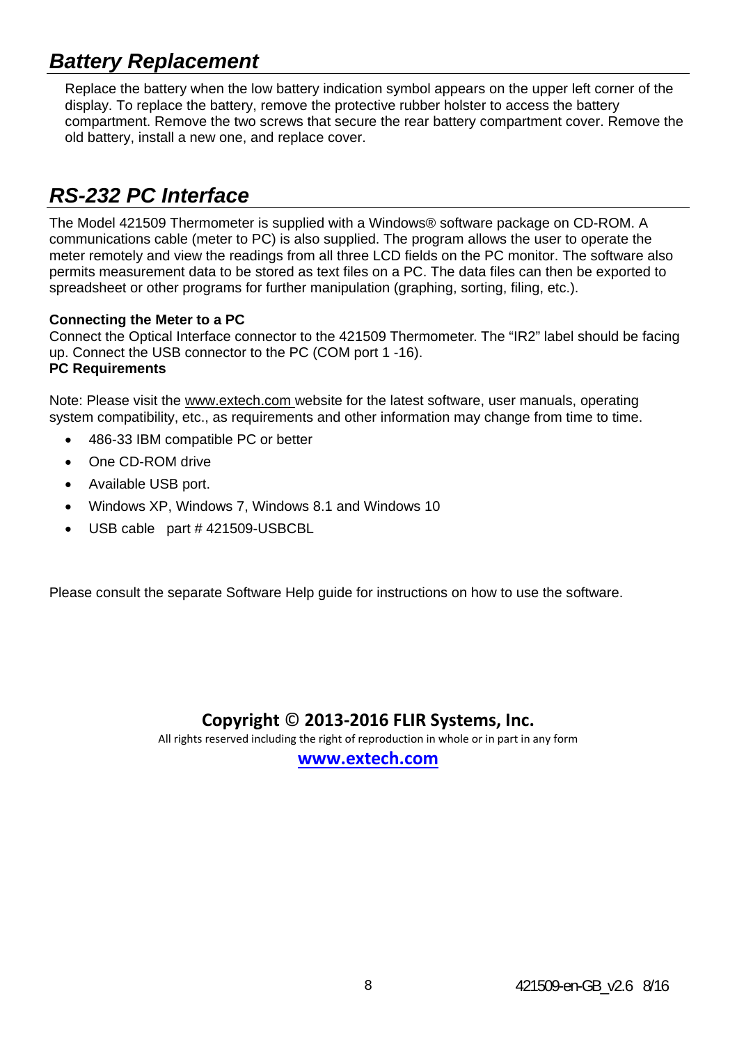## *Battery Replacement*

Replace the battery when the low battery indication symbol appears on the upper left corner of the display. To replace the battery, remove the protective rubber holster to access the battery compartment. Remove the two screws that secure the rear battery compartment cover. Remove the old battery, install a new one, and replace cover.

## *RS-232 PC Interface*

The Model 421509 Thermometer is supplied with a Windows® software package on CD-ROM. A communications cable (meter to PC) is also supplied. The program allows the user to operate the meter remotely and view the readings from all three LCD fields on the PC monitor. The software also permits measurement data to be stored as text files on a PC. The data files can then be exported to spreadsheet or other programs for further manipulation (graphing, sorting, filing, etc.).

**Connecting the Meter to a PC**

Connect the Optical Interface connector to the 421509 Thermometer. The "IR2" label should be facing up. Connect the USB connector to the PC (COM port 1 -16).

**PC Requirements**

Note: Please visit the www.extech.com website for the latest software, user manuals, operating system compatibility, etc., as requirements and other information may change from time to time.

- 486-33 IBM compatible PC or better
- One CD-ROM drive
- Available USB port.
- Windows XP, Windows 7, Windows 8.1 and Windows 10
- USB cable   part # 421509-USBCBL

Please consult the separate Software Help guide for instructions on how to use the software.

**Copyright © 2013-2016 FLIR Systems, Inc.**

All rights reserved including the right of reproduction in whole or in part in any form

**www.extech.com**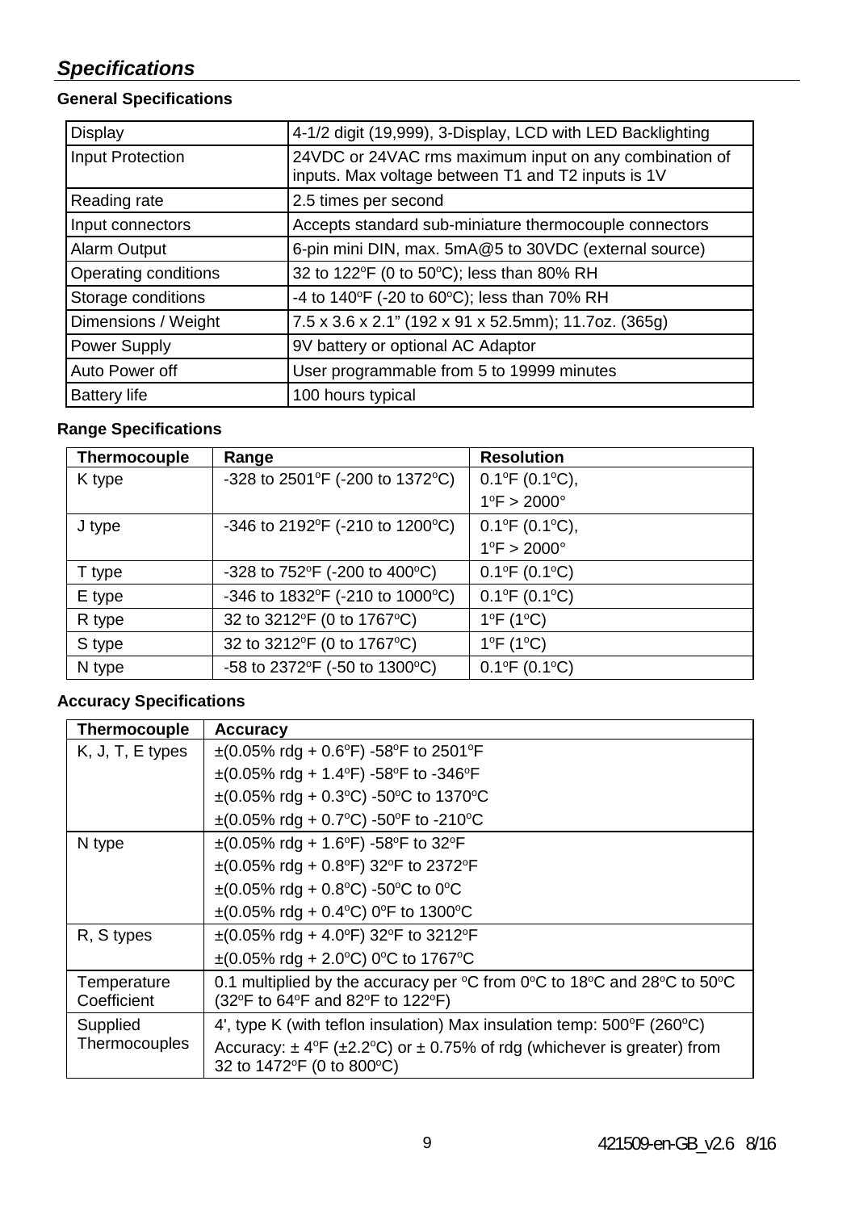## *Specifications*

### General Specifications

| | |
|---|---|
| Display | 4-1/2 digit (19,999), 3-Display, LCD with LED Backlighting |
| Input Protection | 24VDC or 24VAC rms maximum input on any combination of inputs. Max voltage between T1 and T2 inputs is 1V |
| Reading rate | 2.5 times per second |
| Input connectors | Accepts standard sub-miniature thermocouple connectors |
| Alarm Output | 6-pin mini DIN, max. 5mA@5 to 30VDC (external source) |
| Operating conditions | 32 to 122ºF (0 to 50ºC); less than 80% RH |
| Storage conditions | -4 to 140ºF (-20 to 60ºC); less than 70% RH |
| Dimensions / Weight | 7.5 x 3.6 x 2.1" (192 x 91 x 52.5mm); 11.7oz. (365g) |
| Power Supply | 9V battery or optional AC Adaptor |
| Auto Power off | User programmable from 5 to 19999 minutes |
| Battery life | 100 hours typical |

### Range Specifications

| Thermocouple | Range | Resolution |
|---|---|---|
| K type | -328 to 2501ºF (-200 to 1372ºC) | 0.1ºF (0.1ºC),<br>1ºF > 2000° |
| J type | -346 to 2192ºF (-210 to 1200ºC) | 0.1ºF (0.1ºC),<br>1ºF > 2000° |
| T type | -328 to 752ºF (-200 to 400ºC) | 0.1ºF (0.1ºC) |
| E type | -346 to 1832ºF (-210 to 1000ºC) | 0.1ºF (0.1ºC) |
| R type | 32 to 3212ºF (0 to 1767ºC) | 1ºF (1ºC) |
| S type | 32 to 3212ºF (0 to 1767ºC) | 1ºF (1ºC) |
| N type | -58 to 2372ºF (-50 to 1300ºC) | 0.1ºF (0.1ºC) |

### Accuracy Specifications

| Thermocouple | Accuracy |
|---|---|
| K, J, T, E types | ±(0.05% rdg + 0.6ºF) -58ºF to 2501ºF<br>±(0.05% rdg + 1.4ºF) -58ºF to -346ºF<br>±(0.05% rdg + 0.3ºC) -50ºC to 1370ºC<br>±(0.05% rdg + 0.7ºC) -50ºF to -210ºC |
| N type | ±(0.05% rdg + 1.6ºF) -58ºF to 32ºF<br>±(0.05% rdg + 0.8ºF) 32ºF to 2372ºF<br>±(0.05% rdg + 0.8ºC) -50ºC to 0ºC<br>±(0.05% rdg + 0.4ºC) 0ºF to 1300ºC |
| R, S types | ±(0.05% rdg + 4.0ºF) 32ºF to 3212ºF<br>±(0.05% rdg + 2.0ºC) 0ºC to 1767ºC |
| Temperature Coefficient | 0.1 multiplied by the accuracy per ºC from 0ºC to 18ºC and 28ºC to 50ºC (32ºF to 64ºF and 82ºF to 122ºF) |
| Supplied Thermocouples | 4', type K (with teflon insulation) Max insulation temp: 500ºF (260ºC)<br>Accuracy: ± 4ºF (±2.2ºC) or ± 0.75% of rdg (whichever is greater) from 32 to 1472ºF (0 to 800ºC) |